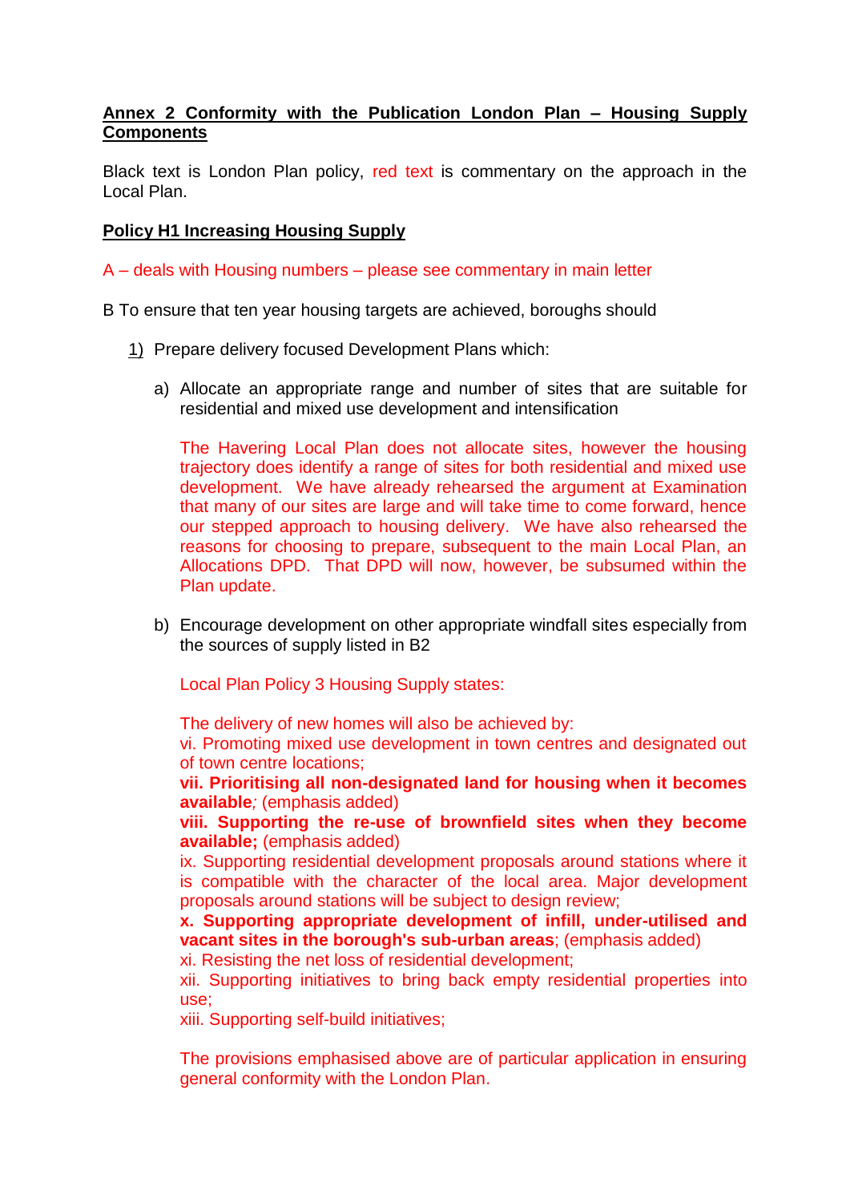## Annex 2 Conformity with the Publication London Plan – Housing Supply Components

Black text is London Plan policy, red text is commentary on the approach in the Local Plan.

### Policy H1 Increasing Housing Supply

A – deals with Housing numbers – please see commentary in main letter

B To ensure that ten year housing targets are achieved, boroughs should

1) Prepare delivery focused Development Plans which:

   a) Allocate an appropriate range and number of sites that are suitable for residential and mixed use development and intensification

      The Havering Local Plan does not allocate sites, however the housing trajectory does identify a range of sites for both residential and mixed use development. We have already rehearsed the argument at Examination that many of our sites are large and will take time to come forward, hence our stepped approach to housing delivery. We have also rehearsed the reasons for choosing to prepare, subsequent to the main Local Plan, an Allocations DPD. That DPD will now, however, be subsumed within the Plan update.

   b) Encourage development on other appropriate windfall sites especially from the sources of supply listed in B2

      Local Plan Policy 3 Housing Supply states:

      The delivery of new homes will also be achieved by:
      vi. Promoting mixed use development in town centres and designated out of town centre locations;
      **vii. Prioritising all non-designated land for housing when it becomes available**; (emphasis added)
      **viii. Supporting the re-use of brownfield sites when they become available;** (emphasis added)
      ix. Supporting residential development proposals around stations where it is compatible with the character of the local area. Major development proposals around stations will be subject to design review;
      **x. Supporting appropriate development of infill, under-utilised and vacant sites in the borough's sub-urban areas**; (emphasis added)
      xi. Resisting the net loss of residential development;
      xii. Supporting initiatives to bring back empty residential properties into use;
      xiii. Supporting self-build initiatives;

      The provisions emphasised above are of particular application in ensuring general conformity with the London Plan.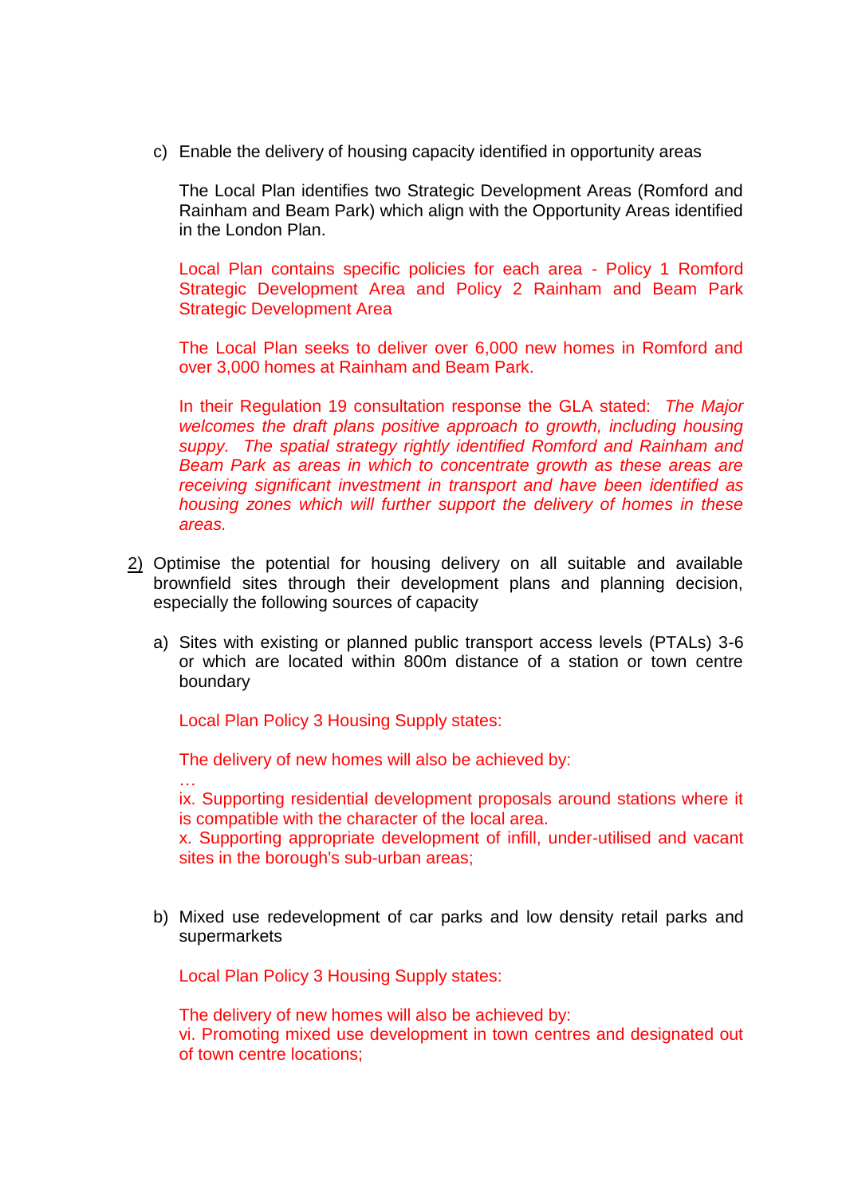c) Enable the delivery of housing capacity identified in opportunity areas

   The Local Plan identifies two Strategic Development Areas (Romford and Rainham and Beam Park) which align with the Opportunity Areas identified in the London Plan.

   Local Plan contains specific policies for each area - Policy 1 Romford Strategic Development Area and Policy 2 Rainham and Beam Park Strategic Development Area

   The Local Plan seeks to deliver over 6,000 new homes in Romford and over 3,000 homes at Rainham and Beam Park.

   In their Regulation 19 consultation response the GLA stated: *The Major welcomes the draft plans positive approach to growth, including housing suppy. The spatial strategy rightly identified Romford and Rainham and Beam Park as areas in which to concentrate growth as these areas are receiving significant investment in transport and have been identified as housing zones which will further support the delivery of homes in these areas.*

2) Optimise the potential for housing delivery on all suitable and available brownfield sites through their development plans and planning decision, especially the following sources of capacity

   a) Sites with existing or planned public transport access levels (PTALs) 3-6 or which are located within 800m distance of a station or town centre boundary

      Local Plan Policy 3 Housing Supply states:

      The delivery of new homes will also be achieved by:
      …
      ix. Supporting residential development proposals around stations where it is compatible with the character of the local area.
      x. Supporting appropriate development of infill, under-utilised and vacant sites in the borough's sub-urban areas;

   b) Mixed use redevelopment of car parks and low density retail parks and supermarkets

      Local Plan Policy 3 Housing Supply states:

      The delivery of new homes will also be achieved by:
      vi. Promoting mixed use development in town centres and designated out of town centre locations;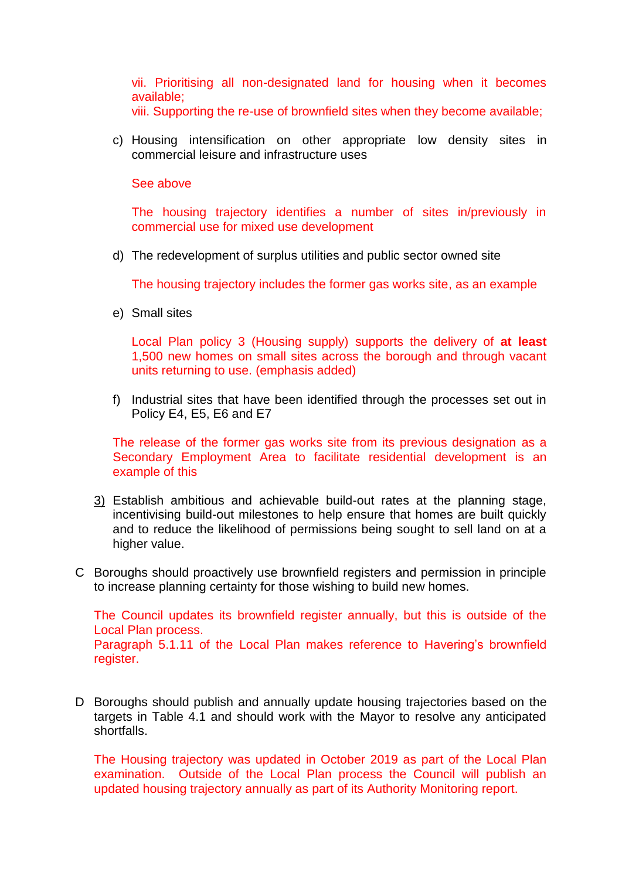vii. Prioritising all non-designated land for housing when it becomes available;
viii. Supporting the re-use of brownfield sites when they become available;

c) Housing intensification on other appropriate low density sites in commercial leisure and infrastructure uses

See above

The housing trajectory identifies a number of sites in/previously in commercial use for mixed use development

d) The redevelopment of surplus utilities and public sector owned site

The housing trajectory includes the former gas works site, as an example

e) Small sites

Local Plan policy 3 (Housing supply) supports the delivery of **at least** 1,500 new homes on small sites across the borough and through vacant units returning to use. (emphasis added)

f) Industrial sites that have been identified through the processes set out in Policy E4, E5, E6 and E7

The release of the former gas works site from its previous designation as a Secondary Employment Area to facilitate residential development is an example of this

3) Establish ambitious and achievable build-out rates at the planning stage, incentivising build-out milestones to help ensure that homes are built quickly and to reduce the likelihood of permissions being sought to sell land on at a higher value.

C Boroughs should proactively use brownfield registers and permission in principle to increase planning certainty for those wishing to build new homes.

The Council updates its brownfield register annually, but this is outside of the Local Plan process.
Paragraph 5.1.11 of the Local Plan makes reference to Havering's brownfield register.

D Boroughs should publish and annually update housing trajectories based on the targets in Table 4.1 and should work with the Mayor to resolve any anticipated shortfalls.

The Housing trajectory was updated in October 2019 as part of the Local Plan examination. Outside of the Local Plan process the Council will publish an updated housing trajectory annually as part of its Authority Monitoring report.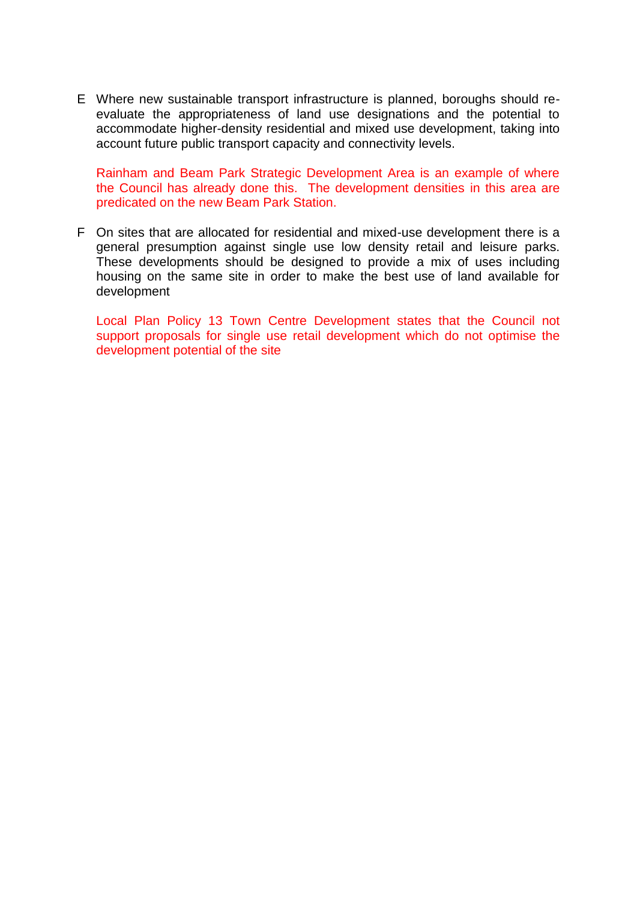E Where new sustainable transport infrastructure is planned, boroughs should re-evaluate the appropriateness of land use designations and the potential to accommodate higher-density residential and mixed use development, taking into account future public transport capacity and connectivity levels.

Rainham and Beam Park Strategic Development Area is an example of where the Council has already done this. The development densities in this area are predicated on the new Beam Park Station.

F On sites that are allocated for residential and mixed-use development there is a general presumption against single use low density retail and leisure parks. These developments should be designed to provide a mix of uses including housing on the same site in order to make the best use of land available for development

Local Plan Policy 13 Town Centre Development states that the Council not support proposals for single use retail development which do not optimise the development potential of the site